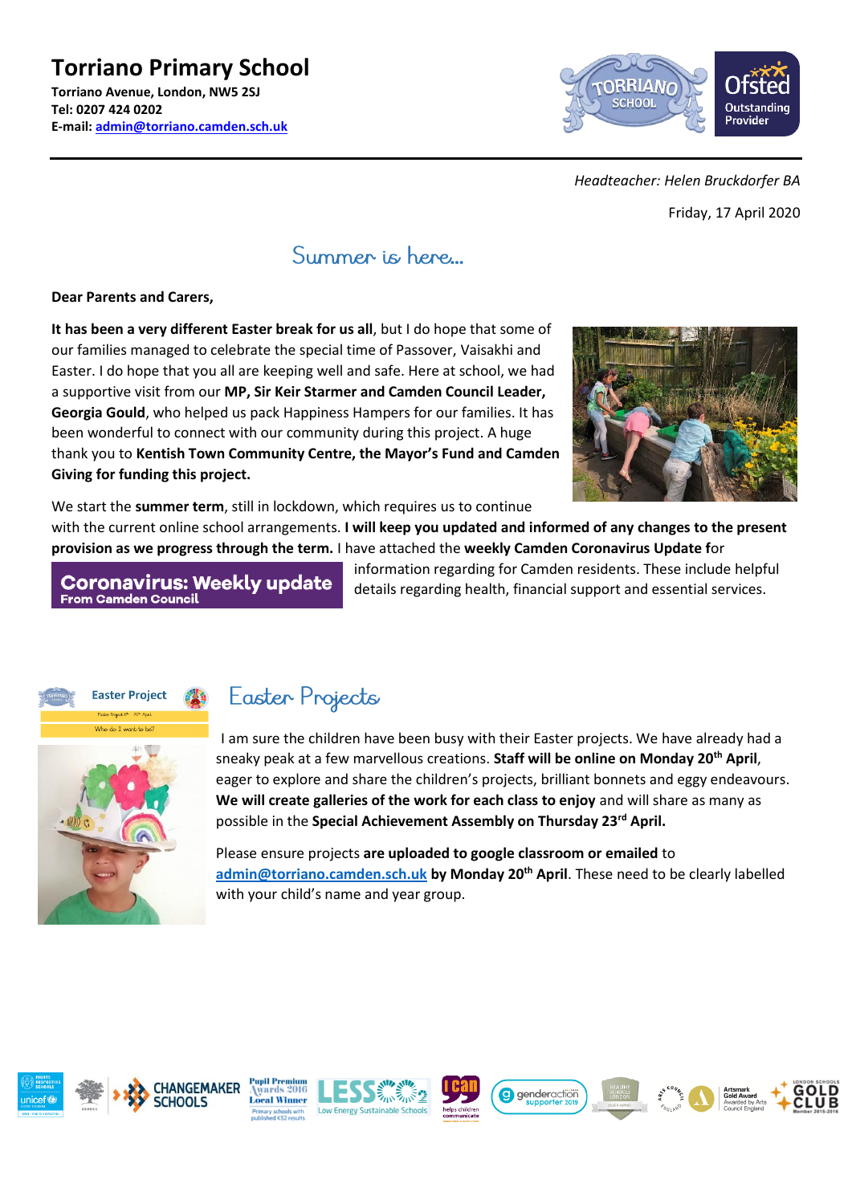# Torriano Primary School

**Torriano Avenue, London, NW5 2SJ**
**Tel: 0207 424 0202**
**E-mail: admin@torriano.camden.sch.uk**

*Headteacher: Helen Bruckdorfer BA*

Friday, 17 April 2020

## Summer is here...

**Dear Parents and Carers,**

**It has been a very different Easter break for us all**, but I do hope that some of our families managed to celebrate the special time of Passover, Vaisakhi and Easter. I do hope that you all are keeping well and safe. Here at school, we had a supportive visit from our **MP, Sir Keir Starmer and Camden Council Leader, Georgia Gould**, who helped us pack Happiness Hampers for our families. It has been wonderful to connect with our community during this project. A huge thank you to **Kentish Town Community Centre, the Mayor's Fund and Camden Giving for funding this project.**

We start the **summer term**, still in lockdown, which requires us to continue with the current online school arrangements. **I will keep you updated and informed of any changes to the present provision as we progress through the term.** I have attached the **weekly Camden Coronavirus Update f**or information regarding for Camden residents. These include helpful details regarding health, financial support and essential services.

**Coronavirus: Weekly update**
**From Camden Council**

## Easter Projects

I am sure the children have been busy with their Easter projects. We have already had a sneaky peak at a few marvellous creations. **Staff will be online on Monday 20th April**, eager to explore and share the children's projects, brilliant bonnets and eggy endeavours. **We will create galleries of the work for each class to enjoy** and will share as many as possible in the **Special Achievement Assembly on Thursday 23rd April.**

Please ensure projects **are uploaded to google classroom or emailed** to admin@torriano.camden.sch.uk **by Monday 20th April**. These need to be clearly labelled with your child's name and year group.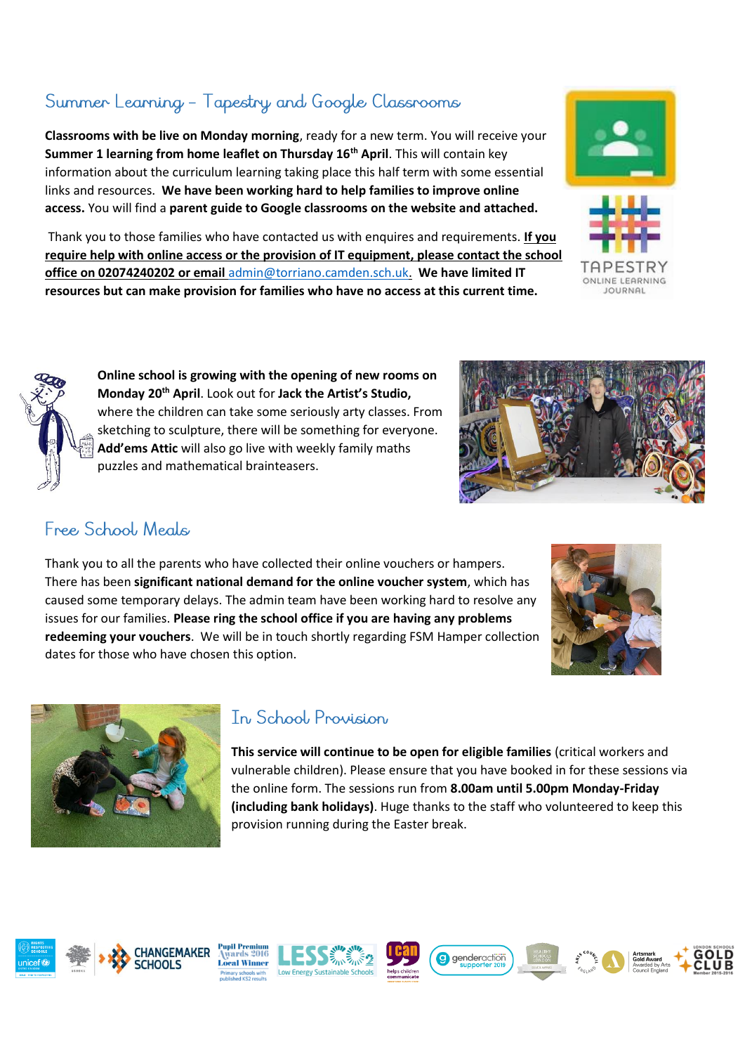## Summer Learning – Tapestry and Google Classrooms

**Classrooms with be live on Monday morning**, ready for a new term. You will receive your **Summer 1 learning from home leaflet on Thursday 16th April**. This will contain key information about the curriculum learning taking place this half term with some essential links and resources. **We have been working hard to help families to improve online access.** You will find a **parent guide to Google classrooms on the website and attached.**

Thank you to those families who have contacted us with enquires and requirements. **If you require help with online access or the provision of IT equipment, please contact the school office on 02074240202 or email** admin@torriano.camden.sch.uk. **We have limited IT resources but can make provision for families who have no access at this current time.**

**Online school is growing with the opening of new rooms on Monday 20th April**. Look out for **Jack the Artist's Studio,** where the children can take some seriously arty classes. From sketching to sculpture, there will be something for everyone. **Add'ems Attic** will also go live with weekly family maths puzzles and mathematical brainteasers.

## Free School Meals

Thank you to all the parents who have collected their online vouchers or hampers. There has been **significant national demand for the online voucher system**, which has caused some temporary delays. The admin team have been working hard to resolve any issues for our families. **Please ring the school office if you are having any problems redeeming your vouchers**. We will be in touch shortly regarding FSM Hamper collection dates for those who have chosen this option.

## In School Provision

**This service will continue to be open for eligible families** (critical workers and vulnerable children). Please ensure that you have booked in for these sessions via the online form. The sessions run from **8.00am until 5.00pm Monday-Friday (including bank holidays)**. Huge thanks to the staff who volunteered to keep this provision running during the Easter break.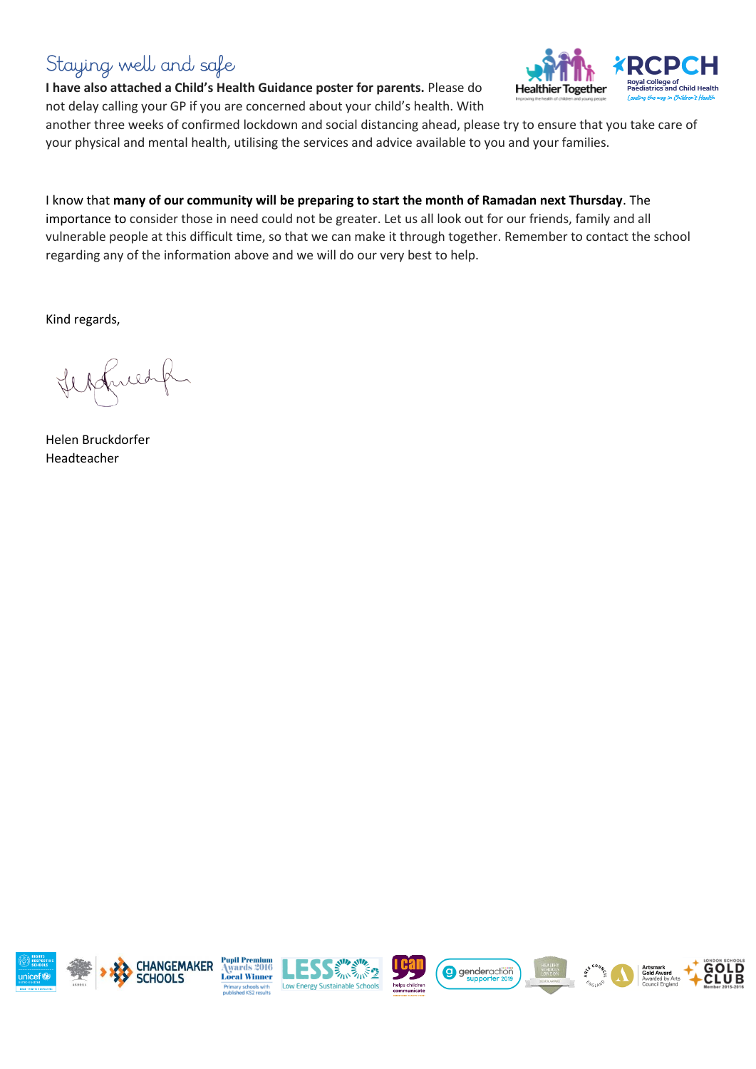## Staying well and safe

**I have also attached a Child's Health Guidance poster for parents.** Please do not delay calling your GP if you are concerned about your child's health. With another three weeks of confirmed lockdown and social distancing ahead, please try to ensure that you take care of your physical and mental health, utilising the services and advice available to you and your families.

I know that **many of our community will be preparing to start the month of Ramadan next Thursday**. The importance to consider those in need could not be greater. Let us all look out for our friends, family and all vulnerable people at this difficult time, so that we can make it through together. Remember to contact the school regarding any of the information above and we will do our very best to help.

Kind regards,

Helen Bruckdorfer
Headteacher